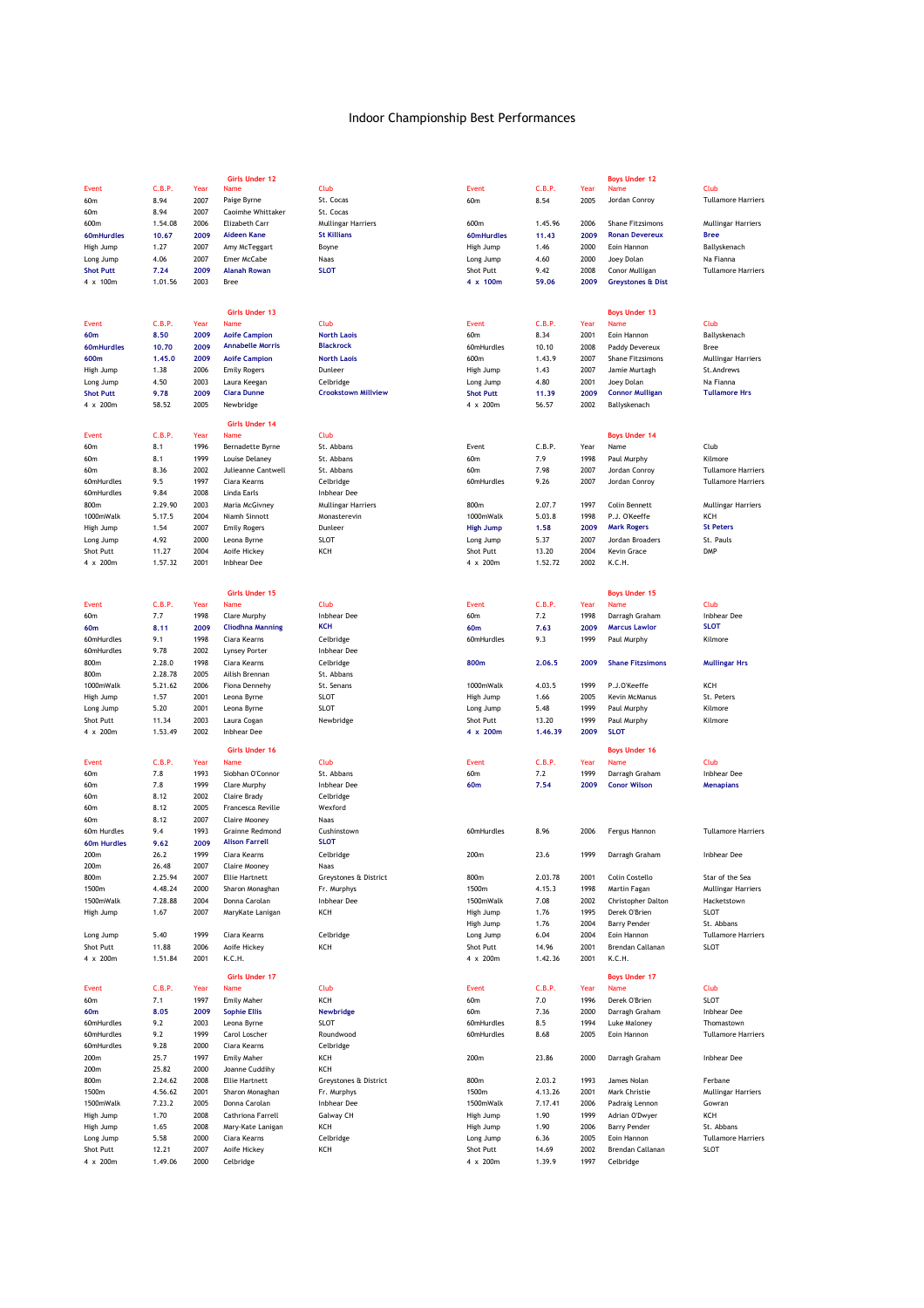# Indoor Championship Best Performances

## Girls Under 12

| Event | C.B.P. | Year | Name | Club |
|---|---|---|---|---|
| 60m | 8.94 | 2007 | Paige Byrne | St. Cocas |
| 60m | 8.94 | 2007 | Caoimhe Whittaker | St. Cocas |
| 600m | 1.54.08 | 2006 | Elizabeth Carr | Mullingar Harriers |
| **60mHurdles** | **10.67** | **2009** | **Aideen Kane** | **St Killians** |
| High Jump | 1.27 | 2007 | Amy McTeggart | Boyne |
| Long Jump | 4.06 | 2007 | Emer McCabe | Naas |
| **Shot Putt** | **7.24** | **2009** | **Alanah Rowan** | **SLOT** |
| 4 x 100m | 1.01.56 | 2003 | Bree | |

## Boys Under 12

| Event | C.B.P. | Year | Name | Club |
|---|---|---|---|---|
| 60m | 8.54 | 2005 | Jordan Conroy | Tullamore Harriers |
| 600m | 1.45.96 | 2006 | Shane Fitzsimons | Mullingar Harriers |
| **60mHurdles** | **11.43** | **2009** | **Ronan Devereux** | **Bree** |
| High Jump | 1.46 | 2000 | Eoin Hannon | Ballyskenach |
| Long Jump | 4.60 | 2000 | Joey Dolan | Na Fianna |
| Shot Putt | 9.42 | 2008 | Conor Mulligan | Tullamore Harriers |
| **4 x 100m** | **59.06** | **2009** | **Greystones & Dist** | |

## Girls Under 13

| Event | C.B.P. | Year | Name | Club |
|---|---|---|---|---|
| **60m** | **8.50** | **2009** | **Aoife Campion** | **North Laois** |
| **60mHurdles** | **10.70** | **2009** | **Annabelle Morris** | **Blackrock** |
| **600m** | **1.45.0** | **2009** | **Aoife Campion** | **North Laois** |
| High Jump | 1.38 | 2006 | Emily Rogers | Dunleer |
| Long Jump | 4.50 | 2003 | Laura Keegan | Celbridge |
| **Shot Putt** | **9.78** | **2009** | **Ciara Dunne** | **Crookstown Millview** |
| 4 x 200m | 58.52 | 2005 | Newbridge | |

## Boys Under 13

| Event | C.B.P. | Year | Name | Club |
|---|---|---|---|---|
| 60m | 8.34 | 2001 | Eoin Hannon | Ballyskenach |
| 60mHurdles | 10.10 | 2008 | Paddy Devereux | Bree |
| 600m | 1.43.9 | 2007 | Shane Fitzsimons | Mullingar Harriers |
| High Jump | 1.43 | 2007 | Jamie Murtagh | St.Andrews |
| Long Jump | 4.80 | 2001 | Joey Dolan | Na Fianna |
| **Shot Putt** | **11.39** | **2009** | **Connor Mulligan** | **Tullamore Hrs** |
| 4 x 200m | 56.57 | 2002 | Ballyskenach | |

## Girls Under 14

| Event | C.B.P. | Year | Name | Club |
|---|---|---|---|---|
| 60m | 8.1 | 1996 | Bernadette Byrne | St. Abbans |
| 60m | 8.1 | 1999 | Louise Delaney | St. Abbans |
| 60m | 8.36 | 2002 | Julieanne Cantwell | St. Abbans |
| 60mHurdles | 9.5 | 1997 | Ciara Kearns | Celbridge |
| 60mHurdles | 9.84 | 2008 | Linda Earls | Inbhear Dee |
| 800m | 2.29.90 | 2003 | Maria McGivney | Mullingar Harriers |
| 1000mWalk | 5.17.5 | 2004 | Niamh Sinnott | Monasterevin |
| High Jump | 1.54 | 2007 | Emily Rogers | Dunleer |
| Long Jump | 4.92 | 2000 | Ciara Byrne | SLOT |
| Shot Putt | 11.27 | 2004 | Aoife Hickey | KCH |
| 4 x 200m | 1.57.32 | 2001 | Inbhear Dee | |

## Boys Under 14

| Event | C.B.P. | Year | Name | Club |
|---|---|---|---|---|
| 60m | 7.9 | 1998 | Paul Murphy | Kilmore |
| 60m | 7.98 | 2007 | Jordan Conroy | Tullamore Harriers |
| 60mHurdles | 9.26 | 2007 | Jordan Conroy | Tullamore Harriers |
| 800m | 2.07.7 | 1997 | Colin Bennett | Mullingar Harriers |
| 1000mWalk | 5.03.8 | 1998 | P.J. O'Keeffe | KCH |
| **High Jump** | **1.58** | **2009** | **Mark Rogers** | **St Peters** |
| Long Jump | 5.37 | 2007 | Jordan Broaders | St. Pauls |
| Shot Putt | 13.20 | 2004 | Kevin Grace | DMP |
| 4 x 200m | 1.52.72 | 2002 | K.C.H. | |

## Girls Under 15

| Event | C.B.P. | Year | Name | Club |
|---|---|---|---|---|
| 60m | 7.7 | 1998 | Clare Murphy | Inbhear Dee |
| **60m** | **8.11** | **2009** | **Cliodhna Manning** | **KCH** |
| 60mHurdles | 9.1 | 1998 | Ciara Kearns | Celbridge |
| 60mHurdles | 9.78 | 2002 | Lynsey Porter | Inbhear Dee |
| 800m | 2.28.0 | 1998 | Ciara Kearns | Celbridge |
| 800m | 2.28.78 | 2005 | Ailish Brennan | St. Abbans |
| 1000mWalk | 5.21.62 | 2006 | Fiona Dennehy | St. Senans |
| High Jump | 1.57 | 2001 | Leona Byrne | SLOT |
| Long Jump | 5.20 | 2001 | Leona Byrne | SLOT |
| Shot Putt | 11.34 | 2003 | Laura Cogan | Newbridge |
| 4 x 200m | 1.53.49 | 2002 | Inbhear Dee | |

## Boys Under 15

| Event | C.B.P. | Year | Name | Club |
|---|---|---|---|---|
| 60m | 7.2 | 1998 | Darragh Graham | Inbhear Dee |
| **60m** | **7.63** | **2009** | **Marcus Lawlor** | **SLOT** |
| 60mHurdles | 9.3 | 1999 | Paul Murphy | Kilmore |
| **800m** | **2.06.5** | **2009** | **Shane Fitzsimons** | **Mullingar Hrs** |
| 1000mWalk | 4.03.5 | 1999 | P.J.O'Keeffe | KCH |
| High Jump | 1.66 | 2005 | Kevin McManus | St. Peters |
| Long Jump | 5.48 | 1999 | Paul Murphy | Kilmore |
| Shot Putt | 13.20 | 1999 | Paul Murphy | Kilmore |
| **4 x 200m** | **1.46.39** | **2009** | **SLOT** | |

## Girls Under 16

| Event | C.B.P. | Year | Name | Club |
|---|---|---|---|---|
| 60m | 7.8 | 1993 | Siobhan O'Connor | St. Abbans |
| 60m | 7.8 | 1999 | Clare Murphy | Inbhear Dee |
| 60m | 8.12 | 2002 | Claire Brady | Celbridge |
| 60m | 8.12 | 2005 | Francesca Reville | Wexford |
| 60m | 8.12 | 2007 | Claire Mooney | Naas |
| 60m Hurdles | 9.4 | 1993 | Grainne Redmond | Cushinstown |
| **60m Hurdles** | **9.62** | **2009** | **Alison Farrell** | **SLOT** |
| 200m | 26.2 | 1999 | Ciara Kearns | Celbridge |
| 200m | 26.48 | 2007 | Claire Mooney | Naas |
| 800m | 2.25.94 | 2007 | Ellie Hartnett | Greystones & District |
| 1500m | 4.48.24 | 2000 | Sharon Monaghan | Fr. Murphys |
| 1500mWalk | 7.28.88 | 2004 | Donna Carolan | Inbhear Dee |
| High Jump | 1.67 | 2007 | MaryKate Lanigan | KCH |
| Long Jump | 5.40 | 1999 | Ciara Kearns | Celbridge |
| Shot Putt | 11.88 | 2006 | Aoife Hickey | KCH |
| 4 x 200m | 1.51.84 | 2001 | K.C.H. | |

## Boys Under 16

| Event | C.B.P. | Year | Name | Club |
|---|---|---|---|---|
| 60m | 7.2 | 1999 | Darragh Graham | Inbhear Dee |
| **60m** | **7.54** | **2009** | **Conor Wilson** | **Menapians** |
| 60mHurdles | 8.96 | 2006 | Fergus Hannon | Tullamore Harriers |
| 200m | 23.6 | 1999 | Darragh Graham | Inbhear Dee |
| 800m | 2.03.78 | 2001 | Colin Costello | Star of the Sea |
| 1500m | 4.15.3 | 1998 | Martin Fagan | Mullingar Harriers |
| 1500mWalk | 7.08 | 2002 | Christopher Dalton | Hacketstown |
| High Jump | 1.76 | 1995 | Derek O'Brien | SLOT |
| High Jump | 1.76 | 2004 | Barry Pender | St. Abbans |
| Long Jump | 6.04 | 2004 | Eoin Hannon | Tullamore Harriers |
| Shot Putt | 14.96 | 2001 | Brendan Callanan | SLOT |
| 4 x 200m | 1.42.36 | 2001 | K.C.H. | |

## Girls Under 17

| Event | C.B.P. | Year | Name | Club |
|---|---|---|---|---|
| 60m | 7.1 | 1997 | Emily Maher | KCH |
| **60m** | **8.05** | **2009** | **Sophie Ellis** | **Newbridge** |
| 60mHurdles | 9.2 | 2003 | Leona Byrne | SLOT |
| 60mHurdles | 9.2 | 1999 | Carol Loscher | Roundwood |
| 60mHurdles | 9.28 | 2000 | Ciara Kearns | Celbridge |
| 200m | 25.7 | 1997 | Emily Maher | KCH |
| 200m | 25.82 | 2000 | Joanne Cuddihy | KCH |
| 800m | 2.24.62 | 2008 | Ellie Hartnett | Greystones & District |
| 1500m | 4.56.62 | 2001 | Sharon Monaghan | Fr. Murphys |
| 1500mWalk | 7.23.2 | 2005 | Donna Carolan | Inbhear Dee |
| High Jump | 1.70 | 2008 | Cathriona Farrell | Galway CH |
| High Jump | 1.65 | 2008 | Mary-Kate Lanigan | KCH |
| Long Jump | 5.58 | 2000 | Ciara Kearns | Celbridge |
| Shot Putt | 12.21 | 2007 | Aoife Hickey | KCH |
| 4 x 200m | 1.49.06 | 2000 | Celbridge | |

## Boys Under 17

| Event | C.B.P. | Year | Name | Club |
|---|---|---|---|---|
| 60m | 7.0 | 1996 | Derek O'Brien | SLOT |
| 60m | 7.36 | 2000 | Darragh Graham | Inbhear Dee |
| 60mHurdles | 8.5 | 1994 | Luke Maloney | Thomastown |
| 60mHurdles | 8.68 | 2005 | Eoin Hannon | Tullamore Harriers |
| 200m | 23.86 | 2000 | Darragh Graham | Inbhear Dee |
| 800m | 2.03.2 | 1993 | James Nolan | Ferbane |
| 1500m | 4.13.26 | 2001 | Mark Christie | Mullingar Harriers |
| 1500mWalk | 7.17.41 | 2006 | Padraig Lennon | Gowran |
| High Jump | 1.90 | 1999 | Adrian O'Dwyer | KCH |
| High Jump | 1.90 | 2006 | Barry Pender | St. Abbans |
| Long Jump | 6.36 | 2005 | Eoin Hannon | Tullamore Harriers |
| Shot Putt | 14.69 | 2002 | Brendan Callanan | SLOT |
| 4 x 200m | 1.39.9 | 1997 | Celbridge | |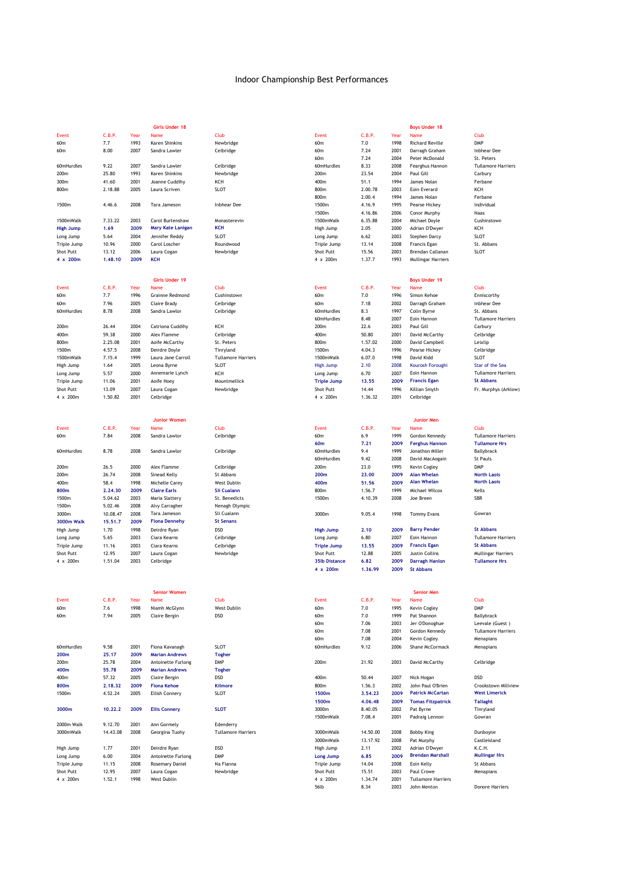# Indoor Championship Best Performances

## Girls Under 18

| Event | C.B.P. | Year | Name | Club |
|---|---|---|---|---|
| 60m | 7.7 | 1993 | Karen Shinkins | Newbridge |
| 60m | 8.00 | 2007 | Sandra Lawler | Celbridge |
| 60mHurdles | 9.22 | 2007 | Sandra Lawler | Celbridge |
| 200m | 25.80 | 1993 | Karen Shinkins | Newbridge |
| 300m | 41.60 | 2001 | Joanne Cuddihy | KCH |
| 800m | 2.18.88 | 2005 | Laura Scriven | SLOT |
| 1500m | 4.46.6 | 2008 | Tara Jameson | Inbhear Dee |
| 1500mWalk | 7.33.22 | 2003 | Carol Burtenshaw | Monasterevin |
| **High Jump** | **1.69** | **2009** | **Mary Kate Lanigan** | **KCH** |
| Long Jump | 5.64 | 2004 | Jennifer Reddy | SLOT |
| Triple Jump | 10.96 | 2000 | Carol Loscher | Roundwood |
| Shot Putt | 13.12 | 2006 | Laura Cogan | Newbridge |
| **4 x 200m** | **1.48.10** | **2009** | **KCH** | |

## Boys Under 18

| Event | C.B.P. | Year | Name | Club |
|---|---|---|---|---|
| 60m | 7.0 | 1998 | Richard Reville | DMP |
| 60m | 7.24 | 2001 | Darragh Graham | Inbhear Dee |
| 60m | 7.24 | 2004 | Peter McDonald | St. Peters |
| 60mHurdles | 8.33 | 2008 | Fearghus Hannon | Tullamore Harriers |
| 200m | 23.54 | 2004 | Paul Gill | Carbury |
| 400m | 51.1 | 1994 | James Nolan | Ferbane |
| 800m | 2.00.78 | 2003 | Eoin Everard | KCH |
| 800m | 2.00.4 | 1994 | James Nolan | Ferbane |
| 1500m | 4.16.9 | 1995 | Pearse Hickey | Individual |
| 1500m | 4.16.86 | 2006 | Conor Murphy | Naas |
| 1500mWalk | 6.35.88 | 2004 | Michael Doyle | Cushinstown |
| High Jump | 2.05 | 2000 | Adrian O'Dwyer | KCH |
| Long Jump | 6.62 | 2003 | Stephen Darcy | SLOT |
| Triple Jump | 13.14 | 2008 | Francis Egan | St. Abbans |
| Shot Putt | 15.56 | 2003 | Brendan Callanan | SLOT |
| 4 x 200m | 1.37.7 | 1993 | Mullingar Harriers | |

## Girls Under 19

| Event | C.B.P. | Year | Name | Club |
|---|---|---|---|---|
| 60m | 7.7 | 1996 | Grainne Redmond | Cushinstown |
| 60m | 7.96 | 2005 | Claire Brady | Celbridge |
| 60mHurdles | 8.78 | 2008 | Sandra Lawlor | Celbridge |
| 200m | 26.44 | 2004 | Catriona Cuddihy | KCH |
| 400m | 59.38 | 2000 | Alex Flamme | Celbridge |
| 800m | 2.25.08 | 2001 | Aoife McCarthy | St. Peters |
| 1500m | 4.57.5 | 2008 | Deirdre Doyle | Tinryland |
| 1500mWalk | 7.15.4 | 1999 | Laura Jane Carroll | Tullamore Harriers |
| High Jump | 1.64 | 2005 | Lorna Byrne | SLOT |
| Long Jump | 5.57 | 2000 | Annemarie Lynch | KCH |
| Triple Jump | 11.06 | 2001 | Aoife Hoey | Mountmellick |
| Shot Putt | 13.09 | 2007 | Laura Cogan | Newbridge |
| 4 x 200m | 1.50.82 | 2001 | Celbridge | |

## Boys Under 19

| Event | C.B.P. | Year | Name | Club |
|---|---|---|---|---|
| 60m | 7.0 | 1996 | Simon Kehoe | Enniscorthy |
| 60m | 7.18 | 2002 | Darragh Graham | Inbhear Dee |
| 60mHurdles | 8.3 | 1997 | Colin Byrne | St. Abbans |
| 60mHurdles | 8.48 | 2007 | Eoin Hannon | Tullamore Harriers |
| 200m | 22.6 | 2003 | Paul Gill | Carbury |
| 400m | 50.80 | 2001 | David McCarthy | Celbridge |
| 800m | 1.57.02 | 2000 | David Campbell | Leixlip |
| 1500m | 4.04.3 | 1996 | Pearse Hickey | Celbridge |
| 1500mWalk | 6.07.0 | 1998 | David Kidd | SLOT |
| High Jump | 2.10 | 2008 | Kourosh Foroughi | Star of the Sea |
| Long Jump | 6.70 | 2007 | Eoin Hannon | Tullamore Harriers |
| **Triple Jump** | **13.55** | **2009** | **Francis Egan** | **St Abbans** |
| Shot Putt | 14.44 | 1996 | Killian Smyth | Fr. Murphys (Arklow) |
| 4 x 200m | 1.36.32 | 2001 | Celbridge | |

## Junior Women

| Event | C.B.P. | Year | Name | Club |
|---|---|---|---|---|
| 60m | 7.84 | 2008 | Sandra Lawlor | Celbridge |
| 60mHurdles | 8.78 | 2008 | Sandra Lawlor | Celbridge |
| 200m | 26.5 | 2000 | Alex Flamme | Celbridge |
| 200m | 26.74 | 2008 | Sinead Kelly | St Abbans |
| 400m | 58.4 | 1998 | Michelle Carey | West Dublin |
| **800m** | **2.24.30** | **2009** | **Claire Earls** | **Sli Cualann** |
| 1500m | 5.04.62 | 2003 | Maria Slattery | St. Benedicts |
| 1500m | 5.02.46 | 2008 | Alvy Carragher | Nenagh Olympic |
| 3000m | 10.08.47 | 2008 | Tara Jameson | Sli Cualann |
| **3000m Walk** | **15.51.7** | **2009** | **Fiona Dennehy** | **St Senans** |
| High Jump | 1.70 | 1998 | Deirdre Ryan | DSD |
| Long Jump | 5.65 | 2003 | Ciara Kearns | Celbridge |
| Triple Jump | 11.16 | 2003 | Ciara Kearns | Celbridge |
| Shot Putt | 12.95 | 2007 | Laura Cogan | Newbridge |
| 4 x 200m | 1.51.04 | 2003 | Celbridge | |

## Junior Men

| Event | C.B.P. | Year | Name | Club |
|---|---|---|---|---|
| 60m | 6.9 | 1999 | Gordon Kennedy | Tullamore Harriers |
| **60m** | **7.21** | **2009** | **Ferghus Hannon** | **Tullamore Hrs** |
| 60mHurdles | 9.4 | 1999 | Jonathon Miller | Ballybrack |
| 60mHurdles | 9.42 | 2008 | David MacAogain | St Pauls |
| 200m | 23.0 | 1995 | Kevin Cogley | DMP |
| **200m** | **23.00** | **2009** | **Alan Whelan** | **North Laois** |
| **400m** | **51.56** | **2009** | **Alan Whelan** | **North Laois** |
| 800m | 1.56.7 | 1999 | Michael Wilcox | Kells |
| 1500m | 4.10.39 | 2008 | Joe Breen | SBR |
| 3000m | 9.05.4 | 1998 | Tommy Evans | Gowran |
| **High Jump** | **2.10** | **2009** | **Barry Pender** | **St Abbans** |
| Long Jump | 6.80 | 2007 | Eoin Hannon | Tullamore Harriers |
| **Triple Jump** | **13.55** | **2009** | **Francis Egan** | **St Abbans** |
| Shot Putt | 12.88 | 2005 | Justin Collins | Mullingar Harriers |
| **35lb Distance** | **6.82** | **2009** | **Darragh Hanlon** | **Tullamore Hrs** |
| **4 x 200m** | **1.36.99** | **2009** | **St Abbans** | |

## Senior Women

| Event | C.B.P. | Year | Name | Club |
|---|---|---|---|---|
| 60m | 7.6 | 1998 | Niamh McGlynn | West Dublin |
| 60m | 7.94 | 2005 | Claire Bergin | DSD |
| 60mHurdles | 9.58 | 2001 | Fiona Kavanagh | SLOT |
| **200m** | **25.17** | **2009** | **Marian Andrews** | **Togher** |
| 200m | 25.78 | 2004 | Antoinette Furlong | DMP |
| **400m** | **55.78** | **2009** | **Marian Andrews** | **Togher** |
| 400m | 57.32 | 2005 | Claire Bergin | DSD |
| **800m** | **2.18.32** | **2009** | **Fiona Kehoe** | **Kilmore** |
| 1500m | 4.52.24 | 2005 | Eilish Connery | SLOT |
| **3000m** | **10.22.2** | **2009** | **Ellis Connery** | **SLOT** |
| 2000m Walk | 9.12.70 | 2001 | Ann Gormely | Edenderry |
| 3000mWalk | 14.43.08 | 2008 | Georgina Tuohy | Tullamore Harriers |
| High Jump | 1.77 | 2001 | Deirdre Ryan | DSD |
| Long Jump | 6.00 | 2004 | Antoinette Furlong | DMP |
| Triple Jump | 11.15 | 2008 | Rosemary Daniel | Na Fianna |
| Shot Putt | 12.95 | 2007 | Laura Cogan | Newbridge |
| 4 x 200m | 1.52.1 | 1998 | West Dublin | |

## Senior Men

| Event | C.B.P. | Year | Name | Club |
|---|---|---|---|---|
| 60m | 7.0 | 1995 | Kevin Cogley | DMP |
| 60m | 7.0 | 1999 | Pat Shannon | Ballybrack |
| 60m | 7.06 | 2003 | Jer O'Donoghue | Leevale (Guest ) |
| 60m | 7.08 | 2001 | Gordon Kennedy | Tullamore Harriers |
| 60m | 7.08 | 2004 | Kevin Cogley | Menapians |
| 60mHurdles | 9.12 | 2006 | Shane McCormack | Menapians |
| 200m | 21.92 | 2003 | David McCarthy | Celbridge |
| 400m | 50.44 | 2007 | Nick Hogan | DSD |
| 800m | 1.56.3 | 2002 | John Paul O'Brien | Crookstown Millview |
| **1500m** | **3.54.23** | **2009** | **Patrick McCartan** | **West Limerick** |
| **1500m** | **4.06.48** | **2009** | **Tomas Fitzpatrick** | **Tallaght** |
| 3000m | 8.40.05 | 2002 | Pat Byrne | Tinryland |
| 1500mWalk | 7.08.4 | 2001 | Padraig Lennon | Gowran |
| 3000mWalk | 14.50.00 | 2008 | Bobby King | Dunboyne |
| 3000mWalk | 13.17.92 | 2008 | Pat Murphy | Castleisland |
| High Jump | 2.11 | 2002 | Adrian O'Dwyer | K.C.H. |
| **Long Jump** | **6.85** | **2009** | **Brendan Marshall** | **Mullingar Hrs** |
| Triple Jump | 14.04 | 2008 | Eoin Kelly | St Abbans |
| Shot Putt | 15.51 | 2003 | Paul Crowe | Menapians |
| 4 x 200m | 1.34.74 | 2001 | Tullamore Harriers | |
| 56lb | 8.34 | 2003 | John Menton | Donore Harriers |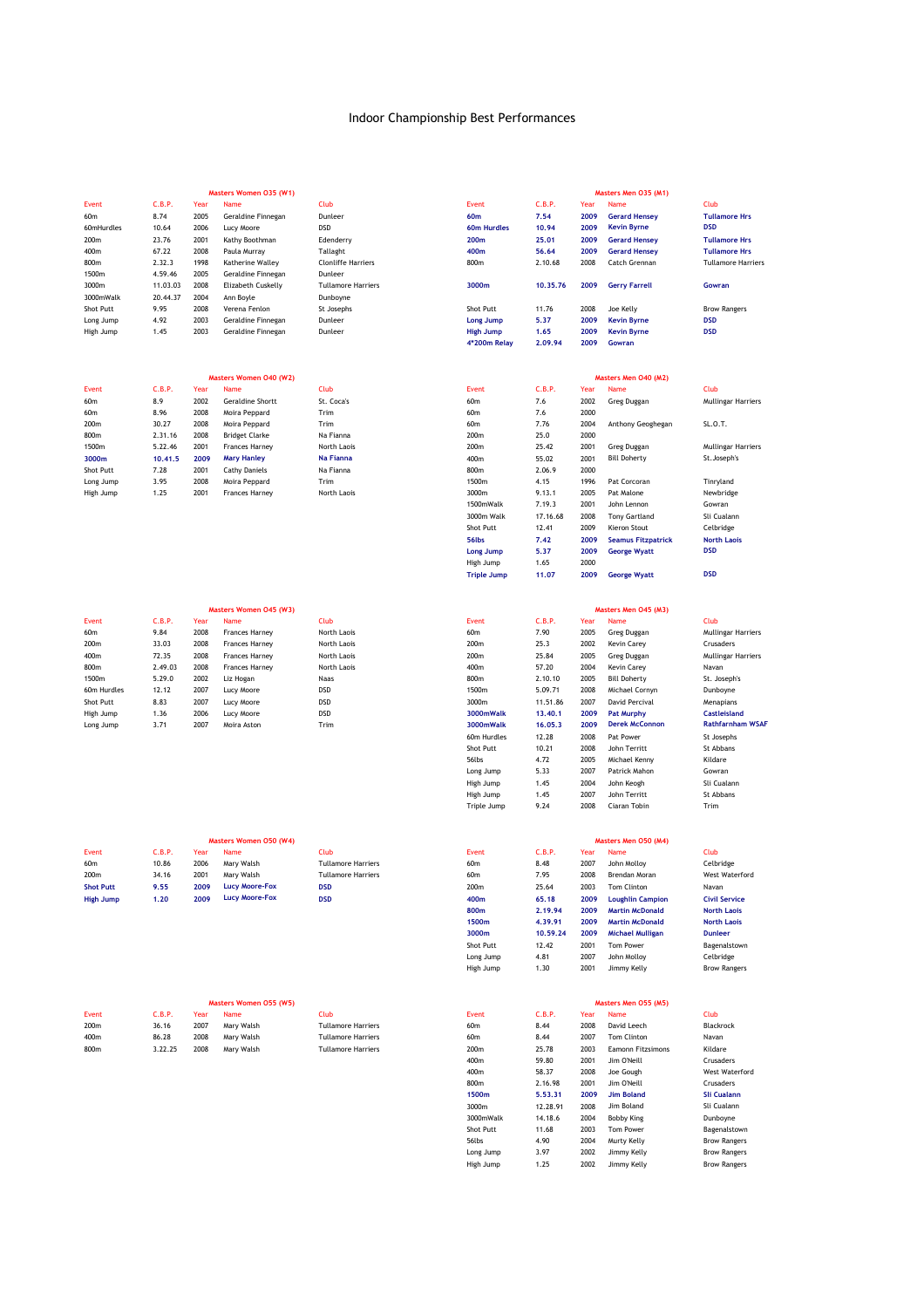# Indoor Championship Best Performances

## Masters Women O35 (W1)

| Event | C.B.P. | Year | Name | Club |
|---|---|---|---|---|
| 60m | 8.74 | 2005 | Geraldine Finnegan | Dunleer |
| 60mHurdles | 10.64 | 2006 | Lucy Moore | DSD |
| 200m | 23.76 | 2001 | Kathy Boothman | Edenderry |
| 400m | 67.22 | 2008 | Paula Murray | Tallaght |
| 800m | 2.32.3 | 1998 | Katherine Walley | Clonliffe Harriers |
| 1500m | 4.59.46 | 2005 | Geraldine Finnegan | Dunleer |
| 3000m | 11.03.03 | 2008 | Elizabeth Cuskelly | Tullamore Harriers |
| 3000mWalk | 20.44.37 | 2004 | Ann Boyle | Dunboyne |
| Shot Putt | 9.95 | 2008 | Verena Fenlon | St Josephs |
| Long Jump | 4.92 | 2003 | Geraldine Finnegan | Dunleer |
| High Jump | 1.45 | 2003 | Geraldine Finnegan | Dunleer |

## Masters Men O35 (M1)

| Event | C.B.P. | Year | Name | Club |
|---|---|---|---|---|
| **60m** | **7.54** | **2009** | **Gerard Hensey** | **Tullamore Hrs** |
| **60m Hurdles** | **10.94** | **2009** | **Kevin Byrne** | **DSD** |
| **200m** | **25.01** | **2009** | **Gerard Hensey** | **Tullamore Hrs** |
| **400m** | **56.64** | **2009** | **Gerard Hensey** | **Tullamore Hrs** |
| 800m | 2.10.68 | 2008 | Catch Grennan | Tullamore Harriers |
| **3000m** | **10.35.76** | **2009** | **Gerry Farrell** | **Gowran** |
| Shot Putt | 11.76 | 2008 | Joe Kelly | Brow Rangers |
| **Long Jump** | **5.37** | **2009** | **Kevin Byrne** | **DSD** |
| **High Jump** | **1.65** | **2009** | **Kevin Byrne** | **DSD** |
| **4*200m Relay** | **2.09.94** | **2009** | **Gowran** | |

## Masters Women O40 (W2)

| Event | C.B.P. | Year | Name | Club |
|---|---|---|---|---|
| 60m | 8.9 | 2002 | Geraldine Shortt | St. Coca's |
| 60m | 8.96 | 2008 | Moira Peppard | Trim |
| 200m | 30.27 | 2008 | Moira Peppard | Trim |
| 800m | 2.31.16 | 2008 | Bridget Clarke | Na Fianna |
| 1500m | 5.22.46 | 2001 | Frances Harney | North Laois |
| **3000m** | **10.41.5** | **2009** | **Mary Hanley** | **Na Fianna** |
| Shot Putt | 7.28 | 2001 | Cathy Daniels | Na Fianna |
| Long Jump | 3.95 | 2008 | Moira Peppard | Trim |
| High Jump | 1.25 | 2001 | Frances Harney | North Laois |

## Masters Men O40 (M2)

| Event | C.B.P. | Year | Name | Club |
|---|---|---|---|---|
| 60m | 7.6 | 2002 | Greg Duggan | Mullingar Harriers |
| 60m | 7.6 | 2000 | | |
| 60m | 7.76 | 2004 | Anthony Geoghegan | SL.O.T. |
| 200m | 25.0 | 2000 | | |
| 200m | 25.42 | 2001 | Greg Duggan | Mullingar Harriers |
| 400m | 55.02 | 2001 | Bill Doherty | St.Joseph's |
| 800m | 2.06.9 | 2000 | | |
| 1500m | 4.15 | 1996 | Pat Corcoran | Tinryland |
| 3000m | 9.13.1 | 2005 | Pat Malone | Newbridge |
| 1500mWalk | 7.19.3 | 2001 | John Lennon | Gowran |
| 3000m Walk | 17.16.68 | 2008 | Tony Gartland | Sli Cualann |
| Shot Putt | 12.41 | 2009 | Kieron Stout | Celbridge |
| **56lbs** | **7.42** | **2009** | **Seamus Fitzpatrick** | **North Laois** |
| **Long Jump** | **5.37** | **2009** | **George Wyatt** | **DSD** |
| High Jump | 1.65 | 2000 | | |
| **Triple Jump** | **11.07** | **2009** | **George Wyatt** | **DSD** |

## Masters Women O45 (W3)

| Event | C.B.P. | Year | Name | Club |
|---|---|---|---|---|
| 60m | 9.84 | 2008 | Frances Harney | North Laois |
| 200m | 33.03 | 2008 | Frances Harney | North Laois |
| 400m | 72.35 | 2008 | Frances Harney | North Laois |
| 800m | 2.49.03 | 2008 | Frances Harney | North Laois |
| 1500m | 5.29.0 | 2002 | Liz Hogan | Naas |
| 60m Hurdles | 12.12 | 2007 | Lucy Moore | DSD |
| Shot Putt | 8.83 | 2007 | Lucy Moore | DSD |
| High Jump | 1.36 | 2006 | Lucy Moore | DSD |
| Long Jump | 3.71 | 2007 | Moira Aston | Trim |

## Masters Men O45 (M3)

| Event | C.B.P. | Year | Name | Club |
|---|---|---|---|---|
| 60m | 7.90 | 2005 | Greg Duggan | Mullingar Harriers |
| 200m | 25.3 | 2002 | Kevin Carey | Crusaders |
| 200m | 25.84 | 2005 | Greg Duggan | Mullingar Harriers |
| 400m | 57.20 | 2004 | Kevin Carey | Navan |
| 800m | 2.10.10 | 2005 | Bill Doherty | St. Joseph's |
| 1500m | 5.09.71 | 2008 | Michael Cornyn | Dunboyne |
| 3000m | 11.51.86 | 2007 | David Percival | Menapians |
| **3000mWalk** | **13.40.1** | **2009** | **Pat Murphy** | **Castleisland** |
| **3000mWalk** | **16.05.3** | **2009** | **Derek McConnon** | **Rathfarnham WSAF** |
| 60m Hurdles | 12.28 | 2008 | Pat Power | St Josephs |
| Shot Putt | 10.21 | 2008 | John Territt | St Abbans |
| 56lbs | 4.72 | 2005 | Michael Kenny | Kildare |
| Long Jump | 5.33 | 2007 | Patrick Mahon | Gowran |
| High Jump | 1.45 | 2004 | John Keogh | Sli Cualann |
| High Jump | 1.45 | 2007 | John Territt | St Abbans |
| Triple Jump | 9.24 | 2008 | Ciaran Tobin | Trim |

## Masters Women O50 (W4)

| Event | C.B.P. | Year | Name | Club |
|---|---|---|---|---|
| 60m | 10.86 | 2006 | Mary Walsh | Tullamore Harriers |
| 200m | 34.16 | 2001 | Mary Walsh | Tullamore Harriers |
| **Shot Putt** | **9.55** | **2009** | **Lucy Moore-Fox** | **DSD** |
| **High Jump** | **1.20** | **2009** | **Lucy Moore-Fox** | **DSD** |

## Masters Men O50 (M4)

| Event | C.B.P. | Year | Name | Club |
|---|---|---|---|---|
| 60m | 8.48 | 2007 | John Molloy | Celbridge |
| 60m | 7.95 | 2008 | Brendan Moran | West Waterford |
| 200m | 25.64 | 2003 | Tom Clinton | Navan |
| **400m** | **65.18** | **2009** | **Loughlin Campion** | **Civil Service** |
| **800m** | **2.19.94** | **2009** | **Martin McDonald** | **North Laois** |
| **1500m** | **4.39.91** | **2009** | **Martin McDonald** | **North Laois** |
| **3000m** | **10.59.24** | **2009** | **Michael Mulligan** | **Dunleer** |
| Shot Putt | 12.42 | 2001 | Tom Power | Bagenalstown |
| Long Jump | 4.81 | 2007 | John Molloy | Celbridge |
| High Jump | 1.30 | 2001 | Jimmy Kelly | Brow Rangers |

## Masters Women O55 (W5)

| Event | C.B.P. | Year | Name | Club |
|---|---|---|---|---|
| 200m | 36.16 | 2007 | Mary Walsh | Tullamore Harriers |
| 400m | 86.28 | 2008 | Mary Walsh | Tullamore Harriers |
| 800m | 3.22.25 | 2008 | Mary Walsh | Tullamore Harriers |

## Masters Men O55 (M5)

| Event | C.B.P. | Year | Name | Club |
|---|---|---|---|---|
| 60m | 8.44 | 2008 | David Leech | Blackrock |
| 60m | 8.44 | 2007 | Tom Clinton | Navan |
| 200m | 25.78 | 2003 | Eamonn Fitzsimons | Kildare |
| 400m | 59.80 | 2001 | Jim O'Neill | Crusaders |
| 400m | 58.37 | 2008 | Joe Gough | West Waterford |
| 800m | 2.16.98 | 2001 | Jim O'Neill | Crusaders |
| **1500m** | **5.53.31** | **2009** | **Jim Boland** | **Sli Cualann** |
| 3000m | 12.28.91 | 2008 | Jim Boland | Sli Cualann |
| 3000mWalk | 14.18.6 | 2004 | Bobby King | Dunboyne |
| Shot Putt | 11.68 | 2003 | Tom Power | Bagenalstown |
| 56lbs | 4.90 | 2004 | Murty Kelly | Brow Rangers |
| Long Jump | 3.97 | 2002 | Jimmy Kelly | Brow Rangers |
| High Jump | 1.25 | 2002 | Jimmy Kelly | Brow Rangers |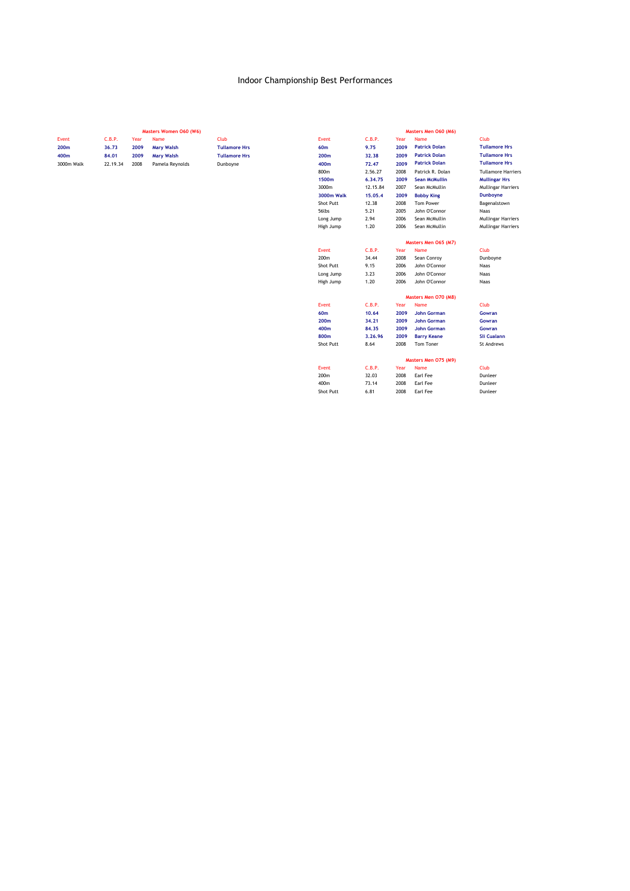# Indoor Championship Best Performances

### Masters Women O60 (W6)

| Event | C.B.P. | Year | Name | Club |
|---|---|---|---|---|
| **200m** | **36.73** | **2009** | **Mary Walsh** | **Tullamore Hrs** |
| **400m** | **84.01** | **2009** | **Mary Walsh** | **Tullamore Hrs** |
| 3000m Walk | 22.19.34 | 2008 | Pamela Reynolds | Dunboyne |

### Masters Men O60 (M6)

| Event | C.B.P. | Year | Name | Club |
|---|---|---|---|---|
| **60m** | **9.75** | **2009** | **Patrick Dolan** | **Tullamore Hrs** |
| **200m** | **32.38** | **2009** | **Patrick Dolan** | **Tullamore Hrs** |
| **400m** | **72.47** | **2009** | **Patrick Dolan** | **Tullamore Hrs** |
| 800m | 2.56.27 | 2008 | Patrick R. Dolan | Tullamore Harriers |
| **1500m** | **6.34.75** | **2009** | **Sean McMullin** | **Mullingar Hrs** |
| 3000m | 12.15.84 | 2007 | Sean McMullin | Mullingar Harriers |
| **3000m Walk** | **15.05.4** | **2009** | **Bobby King** | **Dunboyne** |
| Shot Putt | 12.38 | 2008 | Tom Power | Bagenalstown |
| 56lbs | 5.21 | 2005 | John O'Connor | Naas |
| Long Jump | 2.94 | 2006 | Sean McMullin | Mullingar Harriers |
| High Jump | 1.20 | 2006 | Sean McMullin | Mullingar Harriers |

### Masters Men O65 (M7)

| Event | C.B.P. | Year | Name | Club |
|---|---|---|---|---|
| 200m | 34.44 | 2008 | Sean Conroy | Dunboyne |
| Shot Putt | 9.15 | 2006 | John O'Connor | Naas |
| Long Jump | 3.23 | 2006 | John O'Connor | Naas |
| High Jump | 1.20 | 2006 | John O'Connor | Naas |

### Masters Men O70 (M8)

| Event | C.B.P. | Year | Name | Club |
|---|---|---|---|---|
| **60m** | **10.64** | **2009** | **John Gorman** | **Gowran** |
| **200m** | **34.21** | **2009** | **John Gorman** | **Gowran** |
| **400m** | **84.35** | **2009** | **John Gorman** | **Gowran** |
| **800m** | **3.26.96** | **2009** | **Barry Keane** | **Sli Cualann** |
| Shot Putt | 8.64 | 2008 | Tom Toner | St Andrews |

### Masters Men O75 (M9)

| Event | C.B.P. | Year | Name | Club |
|---|---|---|---|---|
| 200m | 32.03 | 2008 | Earl Fee | Dunleer |
| 400m | 73.14 | 2008 | Earl Fee | Dunleer |
| Shot Putt | 6.81 | 2008 | Earl Fee | Dunleer |